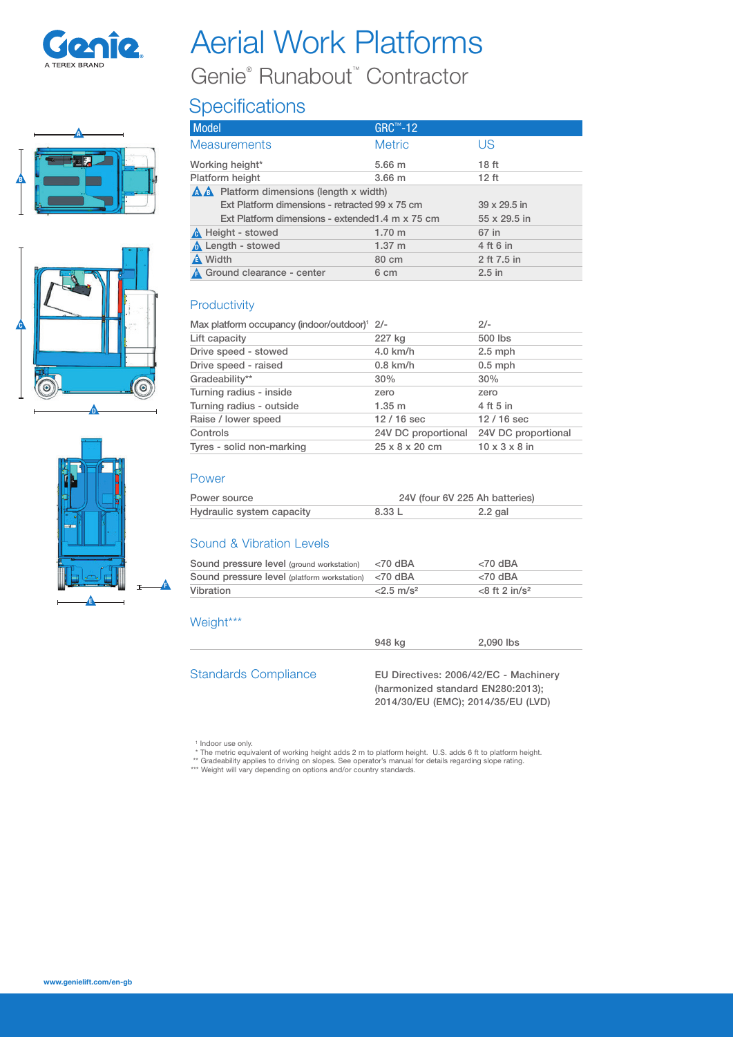# Aerial Work Platforms

## Genie® Runabout™ Contractor

### Specifications

| Model | GRC™-12 | |
|---|---|---|
| **Measurements** | **Metric** | **US** |
| Working height* | 5.66 m | 18 ft |
| Platform height | 3.66 m | 12 ft |
| A B Platform dimensions (length x width) | | |
| Ext Platform dimensions - retracted | 99 x 75 cm | 39 x 29.5 in |
| Ext Platform dimensions - extended | 1.4 m x 75 cm | 55 x 29.5 in |
| C Height - stowed | 1.70 m | 67 in |
| D Length - stowed | 1.37 m | 4 ft 6 in |
| E Width | 80 cm | 2 ft 7.5 in |
| F Ground clearance - center | 6 cm | 2.5 in |

### Productivity

| | | |
|---|---|---|
| Max platform occupancy (indoor/outdoor)[1] | 2/- | 2/- |
| Lift capacity | 227 kg | 500 lbs |
| Drive speed - stowed | 4.0 km/h | 2.5 mph |
| Drive speed - raised | 0.8 km/h | 0.5 mph |
| Gradeability** | 30% | 30% |
| Turning radius - inside | zero | zero |
| Turning radius - outside | 1.35 m | 4 ft 5 in |
| Raise / lower speed | 12 / 16 sec | 12 / 16 sec |
| Controls | 24V DC proportional | 24V DC proportional |
| Tyres - solid non-marking | 25 x 8 x 20 cm | 10 x 3 x 8 in |

### Power

| | | |
|---|---|---|
| Power source | 24V (four 6V 225 Ah batteries) | |
| Hydraulic system capacity | 8.33 L | 2.2 gal |

### Sound & Vibration Levels

| | | |
|---|---|---|
| Sound pressure level (ground workstation) | <70 dBA | <70 dBA |
| Sound pressure level (platform workstation) | <70 dBA | <70 dBA |
| Vibration | <2.5 m/s² | <8 ft 2 in/s² |

### Weight***

| | | |
|---|---|---|
| | 948 kg | 2,090 lbs |

### Standards Compliance

EU Directives: 2006/42/EC - Machinery (harmonized standard EN280:2013); 2014/30/EU (EMC); 2014/35/EU (LVD)

[1] Indoor use only.
\* The metric equivalent of working height adds 2 m to platform height. U.S. adds 6 ft to platform height.
\*\* Gradeability applies to driving on slopes. See operator's manual for details regarding slope rating.
\*\*\* Weight will vary depending on options and/or country standards.

www.genielift.com/en-gb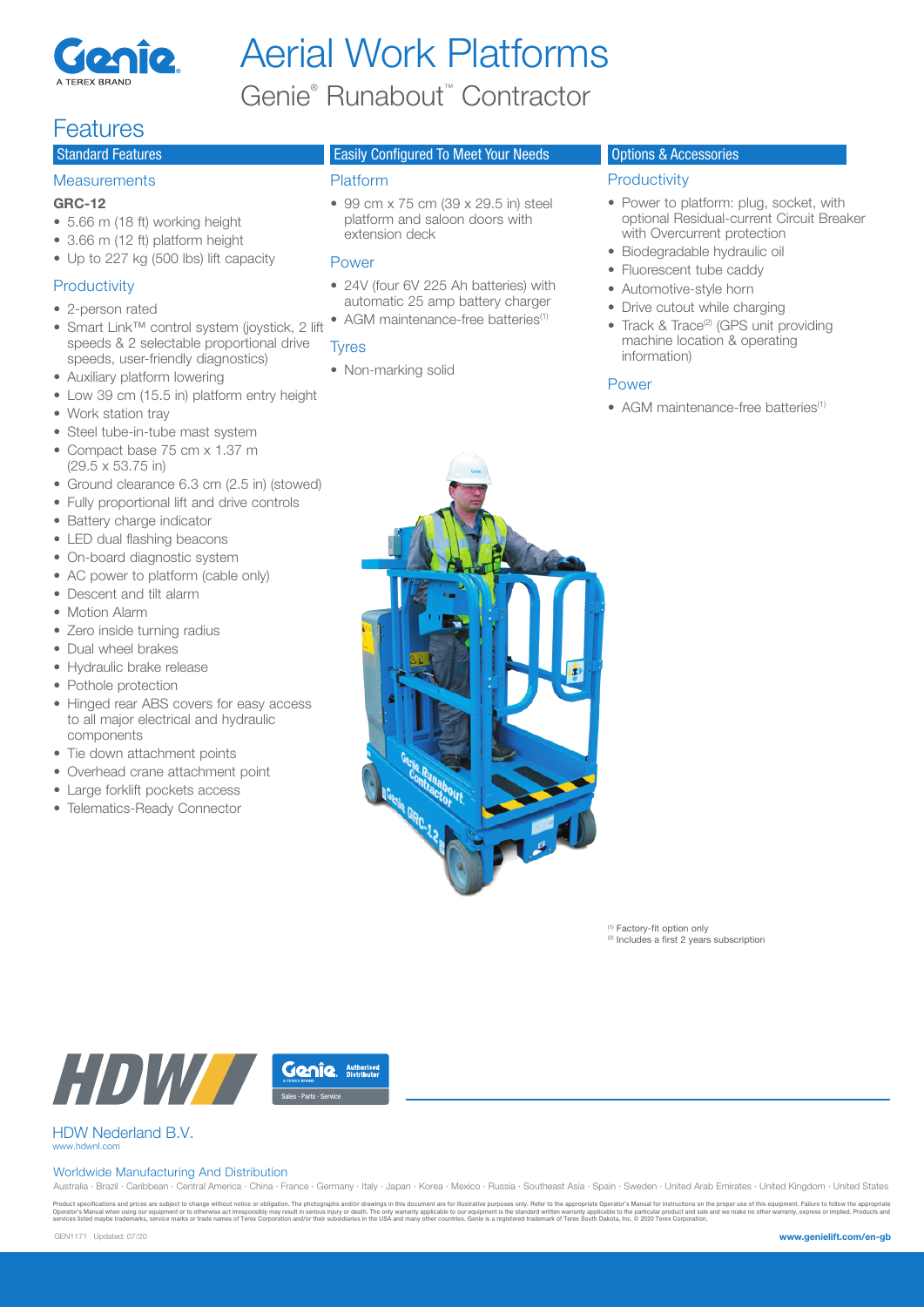# Aerial Work Platforms

## Genie® Runabout™ Contractor

# Features

## Standard Features

### Measurements

**GRC-12**

- 5.66 m (18 ft) working height
- 3.66 m (12 ft) platform height
- Up to 227 kg (500 lbs) lift capacity

### Productivity

- 2-person rated
- Smart Link™ control system (joystick, 2 lift speeds & 2 selectable proportional drive speeds, user-friendly diagnostics)
- Auxiliary platform lowering
- Low 39 cm (15.5 in) platform entry height
- Work station tray
- Steel tube-in-tube mast system
- Compact base 75 cm x 1.37 m (29.5 x 53.75 in)
- Ground clearance 6.3 cm (2.5 in) (stowed)
- Fully proportional lift and drive controls
- Battery charge indicator
- LED dual flashing beacons
- On-board diagnostic system
- AC power to platform (cable only)
- Descent and tilt alarm
- Motion Alarm
- Zero inside turning radius
- Dual wheel brakes
- Hydraulic brake release
- Pothole protection
- Hinged rear ABS covers for easy access to all major electrical and hydraulic components
- Tie down attachment points
- Overhead crane attachment point
- Large forklift pockets access
- Telematics-Ready Connector

## Easily Configured To Meet Your Needs

### Platform

- 99 cm x 75 cm (39 x 29.5 in) steel platform and saloon doors with extension deck

### Power

- 24V (four 6V 225 Ah batteries) with automatic 25 amp battery charger
- AGM maintenance-free batteries[1]

### Tyres

- Non-marking solid

## Options & Accessories

### Productivity

- Power to platform: plug, socket, with optional Residual-current Circuit Breaker with Overcurrent protection
- Biodegradable hydraulic oil
- Fluorescent tube caddy
- Automotive-style horn
- Drive cutout while charging
- Track & Trace[2] (GPS unit providing machine location & operating information)

### Power

- AGM maintenance-free batteries[1]

[1] Factory-fit option only
[2] Includes a first 2 years subscription

HDW Nederland B.V.
www.hdwnl.com

Worldwide Manufacturing And Distribution
Australia · Brazil · Caribbean · Central America · China · France · Germany · Italy · Japan · Korea · Mexico · Russia · Southeast Asia · Spain · Sweden · United Arab Emirates · United Kingdom · United States

Product specifications and prices are subject to change without notice or obligation. The photographs and/or drawings in this document are for illustrative purposes only. Refer to the appropriate Operator's Manual for instructions on the proper use of this equipment. Failure to follow the appropriate Operator's Manual when using our equipment or to otherwise act irresponsibly may result in serious injury or death. The only warranty applicable to our equipment is the standard written warranty applicable to the particular product and sale and we make no other warranty, express or implied. Products and services listed maybe trademarks, service marks or trade names of Terex Corporation and/or their subsidiaries in the USA and many other countries. Genie is a registered trademark of Terex South Dakota, Inc. © 2020 Terex Corporation.

GEN1171 Updated: 07/20

www.genielift.com/en-gb